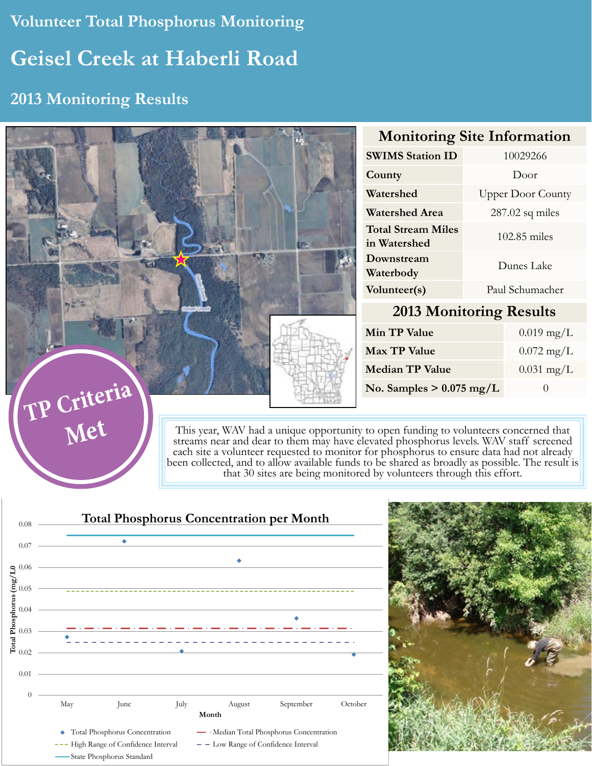Volunteer Total Phosphorus Monitoring

# Geisel Creek at Haberli Road

## 2013 Monitoring Results

| Monitoring Site Information | |
|---|---|
| SWIMS Station ID | 10029266 |
| County | Door |
| Watershed | Upper Door County |
| Watershed Area | 287.02 sq miles |
| Total Stream Miles in Watershed | 102.85 miles |
| Downstream Waterbody | Dunes Lake |
| Volunteer(s) | Paul Schumacher |

| 2013 Monitoring Results | |
|---|---|
| Min TP Value | 0.019 mg/L |
| Max TP Value | 0.072 mg/L |
| Median TP Value | 0.031 mg/L |
| No. Samples > 0.075 mg/L | 0 |

**TP Criteria Met**

This year, WAV had a unique opportunity to open funding to volunteers concerned that streams near and dear to them may have elevated phosphorus levels. WAV staff screened each site a volunteer requested to monitor for phosphorus to ensure data had not already been collected, and to allow available funds to be shared as broadly as possible. The result is that 30 sites are being monitored by volunteers through this effort.

**Total Phosphorus Concentration per Month**

Y-axis: Total Phosphorus (mg/L) (0 to 0.08); X-axis: Month (May, June, July, August, September, October)

Legend: Total Phosphorus Concentration; Median Total Phosphorus Concentration; High Range of Confidence Interval; Low Range of Confidence Interval; State Phosphorus Standard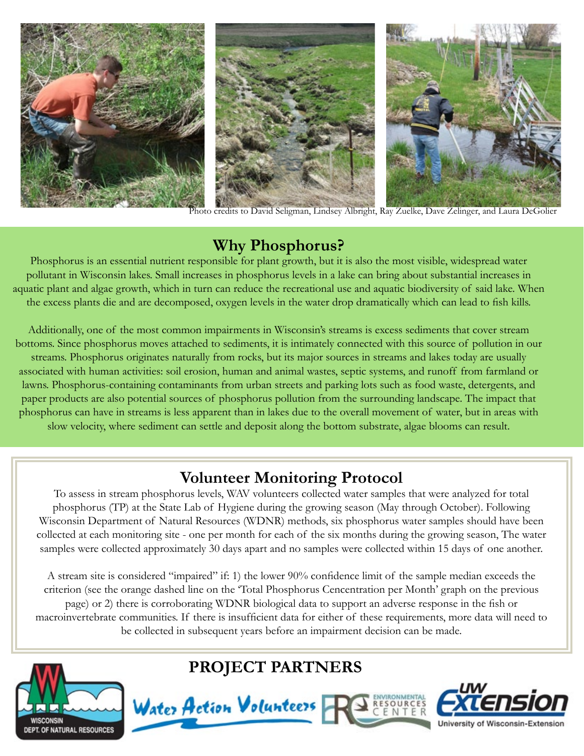Photo credits to David Seligman, Lindsey Albright, Ray Zuelke, Dave Zelinger, and Laura DeGolier

## Why Phosphorus?

Phosphorus is an essential nutrient responsible for plant growth, but it is also the most visible, widespread water pollutant in Wisconsin lakes. Small increases in phosphorus levels in a lake can bring about substantial increases in aquatic plant and algae growth, which in turn can reduce the recreational use and aquatic biodiversity of said lake. When the excess plants die and are decomposed, oxygen levels in the water drop dramatically which can lead to fish kills.

Additionally, one of the most common impairments in Wisconsin's streams is excess sediments that cover stream bottoms. Since phosphorus moves attached to sediments, it is intimately connected with this source of pollution in our streams. Phosphorus originates naturally from rocks, but its major sources in streams and lakes today are usually associated with human activities: soil erosion, human and animal wastes, septic systems, and runoff from farmland or lawns. Phosphorus-containing contaminants from urban streets and parking lots such as food waste, detergents, and paper products are also potential sources of phosphorus pollution from the surrounding landscape. The impact that phosphorus can have in streams is less apparent than in lakes due to the overall movement of water, but in areas with slow velocity, where sediment can settle and deposit along the bottom substrate, algae blooms can result.

## Volunteer Monitoring Protocol

To assess in stream phosphorus levels, WAV volunteers collected water samples that were analyzed for total phosphorus (TP) at the State Lab of Hygiene during the growing season (May through October). Following Wisconsin Department of Natural Resources (WDNR) methods, six phosphorus water samples should have been collected at each monitoring site - one per month for each of the six months during the growing season, The water samples were collected approximately 30 days apart and no samples were collected within 15 days of one another.

A stream site is considered "impaired" if: 1) the lower 90% confidence limit of the sample median exceeds the criterion (see the orange dashed line on the 'Total Phosphorus Cencentration per Month' graph on the previous page) or 2) there is corroborating WDNR biological data to support an adverse response in the fish or macroinvertebrate communities. If there is insufficient data for either of these requirements, more data will need to be collected in subsequent years before an impairment decision can be made.

## PROJECT PARTNERS

Wisconsin Dept. of Natural Resources

Water Action Volunteers

Environmental Resources Center

UW Extension – University of Wisconsin-Extension